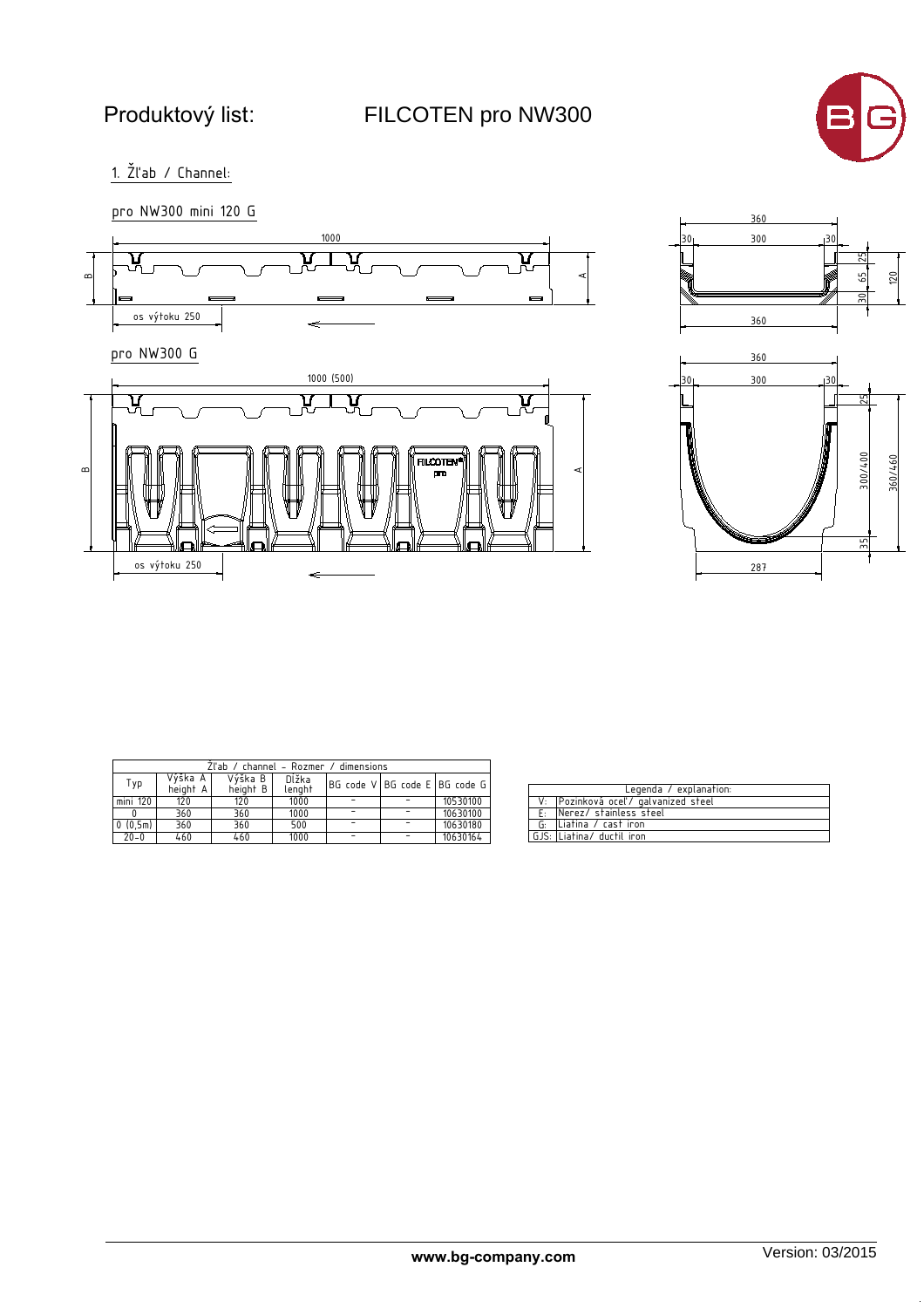# Produktový list: FILCOTEN pro NW300

## 1. Žľab / Channel:

### pro NW300 mini 120 G

1000

B

A

os výtoku 250

360

30 300 30

25

65

30

120

360

### pro NW300 G

1000 (500)

B

A

FILCOTEN pro

os výtoku 250

360

30 300 30

25

300/400

360/460

35

287

| Žľab / channel – Rozmer / dimensions | | | | | | |
|---|---|---|---|---|---|---|
| Typ | Výška A height A | Výška B height B | Dĺžka lenght | BG code V | BG code E | BG code G |
| mini 120 | 120 | 120 | 1000 | – | – | 10530100 |
| 0 | 360 | 360 | 1000 | – | – | 10630100 |
| 0 (0,5m) | 360 | 360 | 500 | – | – | 10630180 |
| 20–0 | 460 | 460 | 1000 | – | – | 10630164 |

| Legenda / explanation: | |
|---|---|
| V: | Pozinková oceľ/ galvanized steel |
| E: | Nerez/ stainless steel |
| G: | Liatina / cast iron |
| GJS: | Liatina/ ductil iron |

www.bg-company.com

Version: 03/2015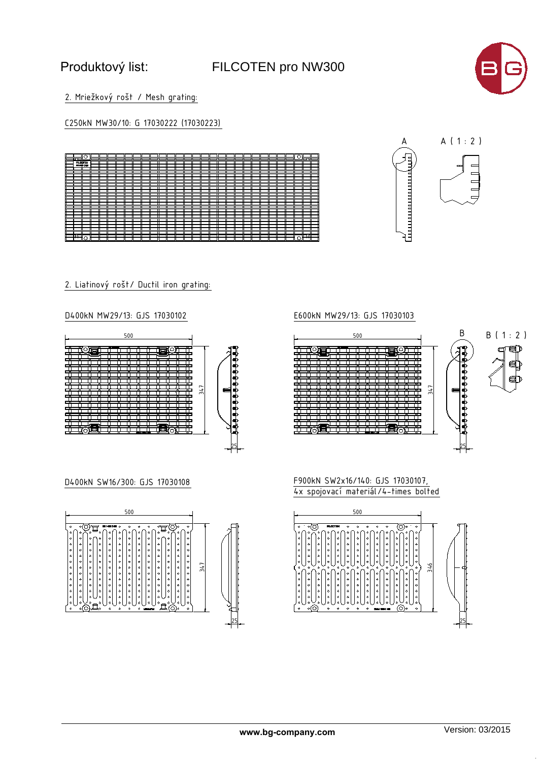# Produktový list: FILCOTEN pro NW300

## 2. Mriežkový rošt / Mesh grating:

C250kN MW30/10: G 17030222 (17030223)

A

A ( 1 : 2 )

## 2. Liatinový rošt/ Ductil iron grating:

D400kN MW29/13: GJS 17030102

500

347

25

E600kN MW29/13: GJS 17030103

500

347

25

B

B ( 1 : 2 )

D400kN SW16/300: GJS 17030108

500

347

25

F900kN SW2x16/140: GJS 17030107,
4x spojovací materiál/4-times bolted

500

346

25

www.bg-company.com

Version: 03/2015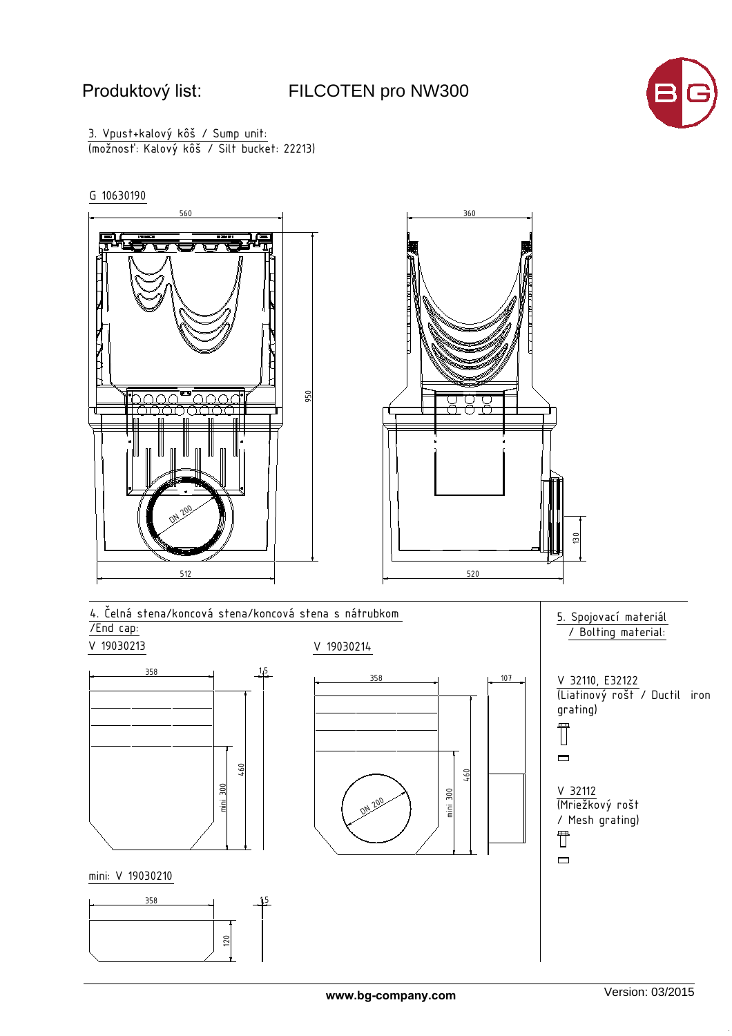# Produktový list: FILCOTEN pro NW300

3. Vpust+kalový kôš / Sump unit:
(možnosť: Kalový kôš / Silt bucket: 22213)

G 10630190

560

950

DN 200

512

360

130

520

4. Čelná stena/koncová stena/koncová stena s nátrubkom /End cap:

V 19030213

358

1,5

460

mini 300

V 19030214

358

107

460

mini 300

DN 200

mini: V 19030210

358

1,5

120

5. Spojovací materiál / Bolting material:

V 32110, E32122
(Liatinový rošt / Ductil iron grating)

V 32112
(Mriežkový rošt / Mesh grating)

www.bg-company.com

Version: 03/2015